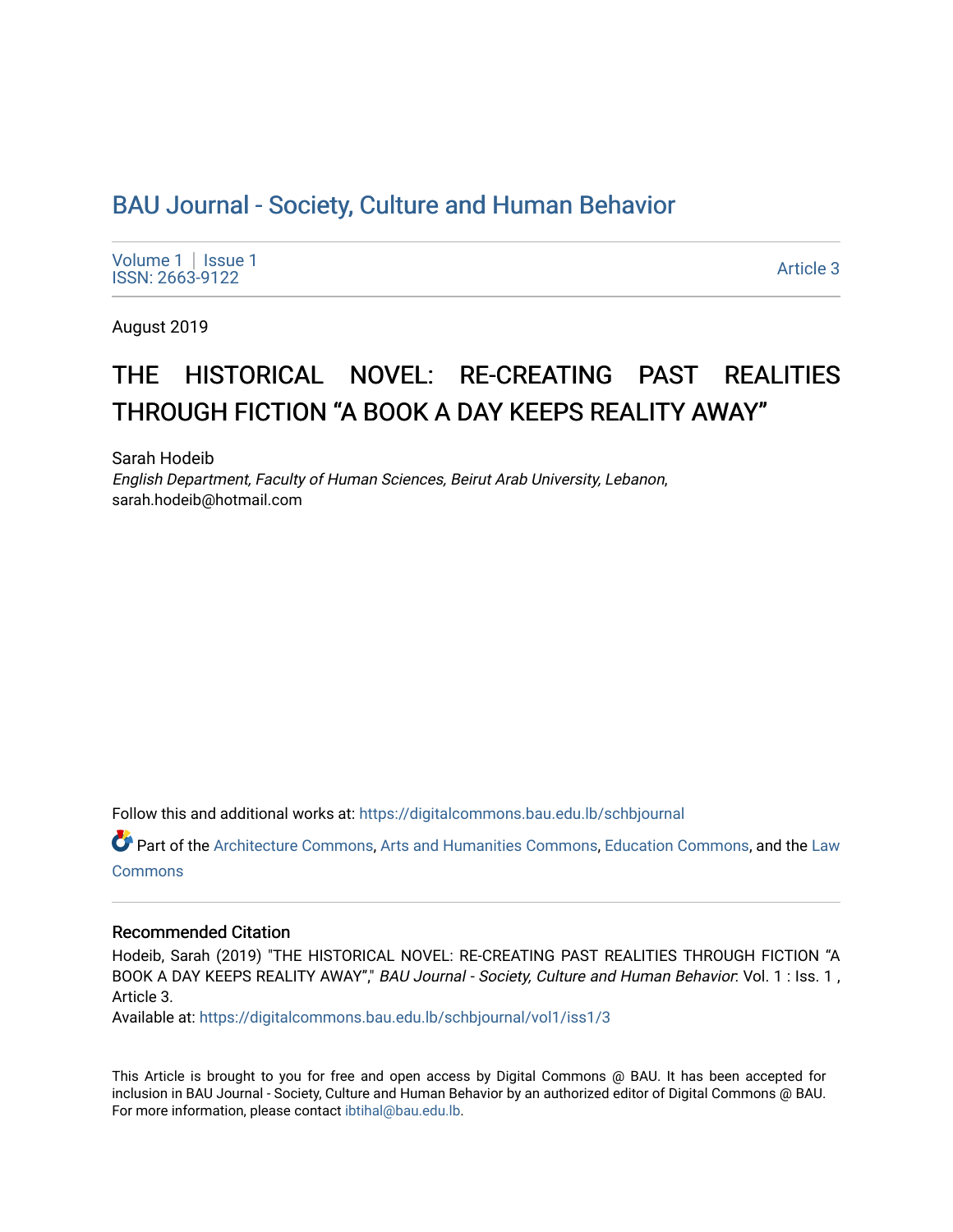BAU Journal - Society, Culture and Human Behavior

Volume 1 | Issue 1
ISSN: 2663-9122

Article 3

August 2019

# THE HISTORICAL NOVEL: RE-CREATING PAST REALITIES THROUGH FICTION “A BOOK A DAY KEEPS REALITY AWAY”

Sarah Hodeib
*English Department, Faculty of Human Sciences, Beirut Arab University, Lebanon*, sarah.hodeib@hotmail.com

Follow this and additional works at: https://digitalcommons.bau.edu.lb/schbjournal

Part of the Architecture Commons, Arts and Humanities Commons, Education Commons, and the Law Commons

## Recommended Citation

Hodeib, Sarah (2019) "THE HISTORICAL NOVEL: RE-CREATING PAST REALITIES THROUGH FICTION “A BOOK A DAY KEEPS REALITY AWAY”," *BAU Journal - Society, Culture and Human Behavior*: Vol. 1 : Iss. 1 , Article 3.
Available at: https://digitalcommons.bau.edu.lb/schbjournal/vol1/iss1/3

This Article is brought to you for free and open access by Digital Commons @ BAU. It has been accepted for inclusion in BAU Journal - Society, Culture and Human Behavior by an authorized editor of Digital Commons @ BAU. For more information, please contact ibtihal@bau.edu.lb.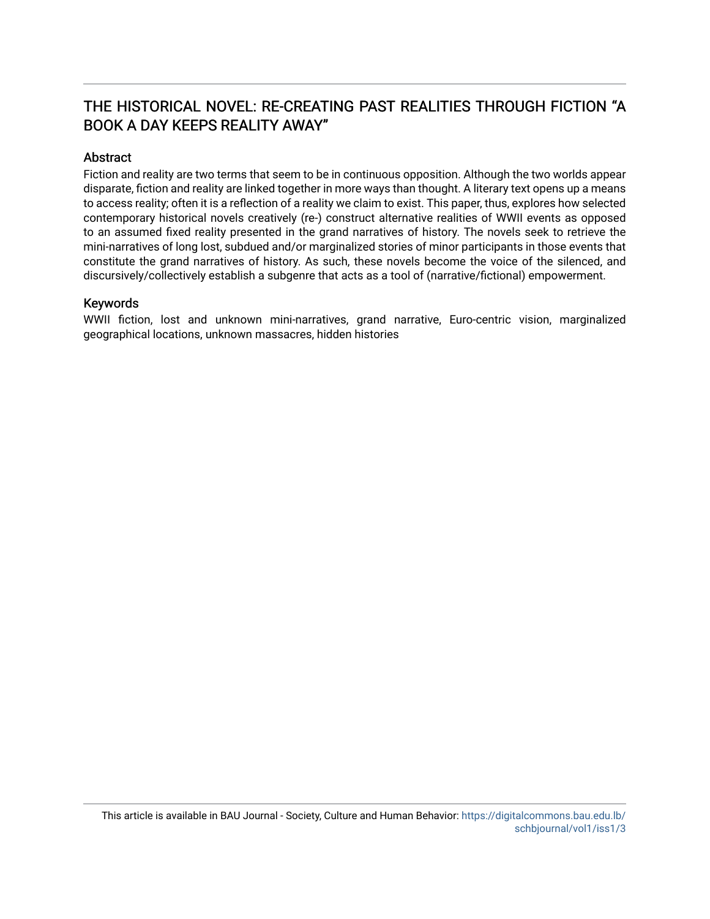# THE HISTORICAL NOVEL: RE-CREATING PAST REALITIES THROUGH FICTION "A BOOK A DAY KEEPS REALITY AWAY"

## Abstract

Fiction and reality are two terms that seem to be in continuous opposition. Although the two worlds appear disparate, fiction and reality are linked together in more ways than thought. A literary text opens up a means to access reality; often it is a reflection of a reality we claim to exist. This paper, thus, explores how selected contemporary historical novels creatively (re-) construct alternative realities of WWII events as opposed to an assumed fixed reality presented in the grand narratives of history. The novels seek to retrieve the mini-narratives of long lost, subdued and/or marginalized stories of minor participants in those events that constitute the grand narratives of history. As such, these novels become the voice of the silenced, and discursively/collectively establish a subgenre that acts as a tool of (narrative/fictional) empowerment.

## Keywords

WWII fiction, lost and unknown mini-narratives, grand narrative, Euro-centric vision, marginalized geographical locations, unknown massacres, hidden histories

This article is available in BAU Journal - Society, Culture and Human Behavior: https://digitalcommons.bau.edu.lb/schbjournal/vol1/iss1/3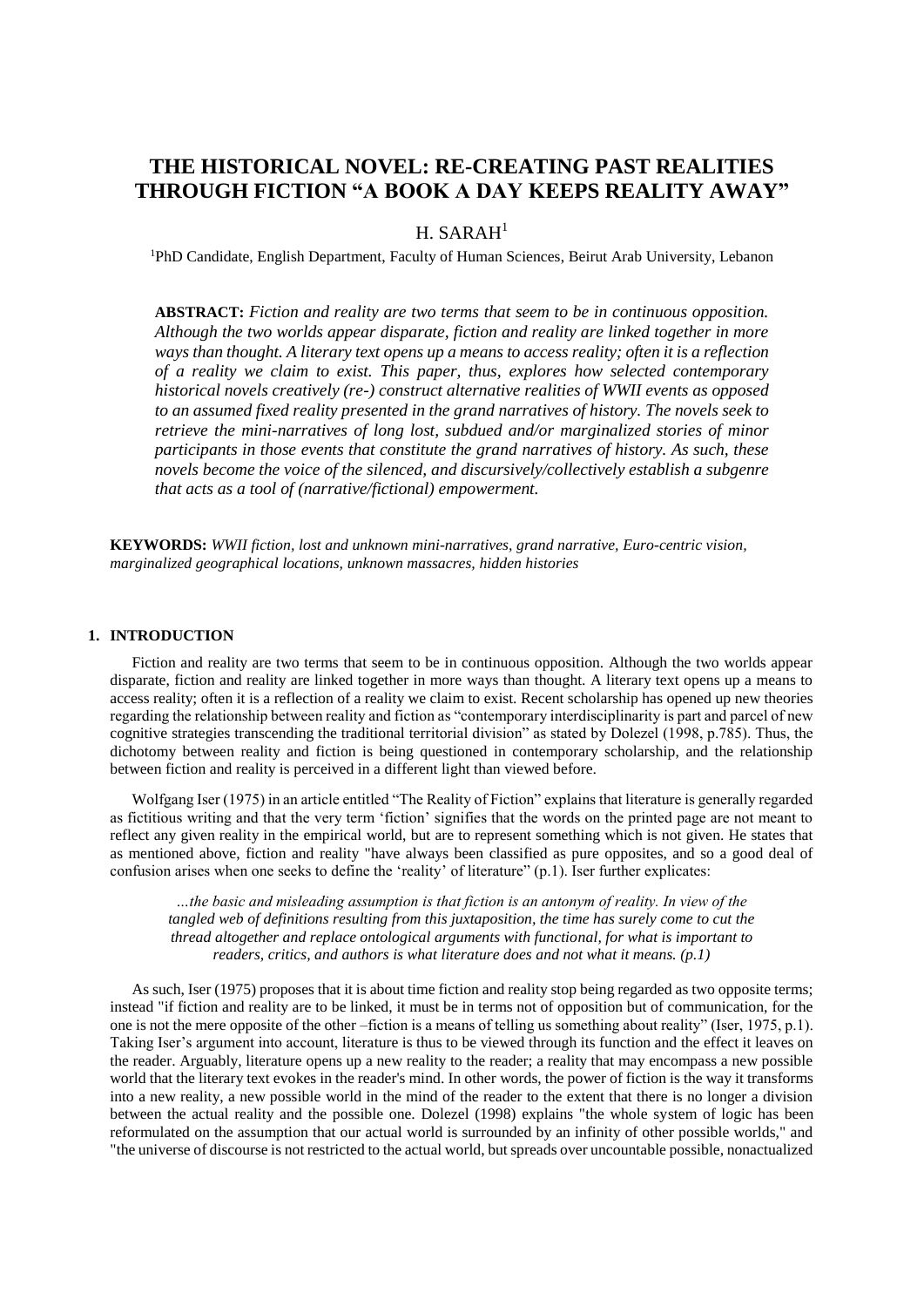# THE HISTORICAL NOVEL: RE-CREATING PAST REALITIES THROUGH FICTION "A BOOK A DAY KEEPS REALITY AWAY"

H. SARAH[1]

[1]PhD Candidate, English Department, Faculty of Human Sciences, Beirut Arab University, Lebanon

**ABSTRACT:** *Fiction and reality are two terms that seem to be in continuous opposition. Although the two worlds appear disparate, fiction and reality are linked together in more ways than thought. A literary text opens up a means to access reality; often it is a reflection of a reality we claim to exist. This paper, thus, explores how selected contemporary historical novels creatively (re-) construct alternative realities of WWII events as opposed to an assumed fixed reality presented in the grand narratives of history. The novels seek to retrieve the mini-narratives of long lost, subdued and/or marginalized stories of minor participants in those events that constitute the grand narratives of history. As such, these novels become the voice of the silenced, and discursively/collectively establish a subgenre that acts as a tool of (narrative/fictional) empowerment.*

**KEYWORDS:** *WWII fiction, lost and unknown mini-narratives, grand narrative, Euro-centric vision, marginalized geographical locations, unknown massacres, hidden histories*

## 1. INTRODUCTION

Fiction and reality are two terms that seem to be in continuous opposition. Although the two worlds appear disparate, fiction and reality are linked together in more ways than thought. A literary text opens up a means to access reality; often it is a reflection of a reality we claim to exist. Recent scholarship has opened up new theories regarding the relationship between reality and fiction as "contemporary interdisciplinarity is part and parcel of new cognitive strategies transcending the traditional territorial division" as stated by Dolezel (1998, p.785). Thus, the dichotomy between reality and fiction is being questioned in contemporary scholarship, and the relationship between fiction and reality is perceived in a different light than viewed before.

Wolfgang Iser (1975) in an article entitled "The Reality of Fiction" explains that literature is generally regarded as fictitious writing and that the very term 'fiction' signifies that the words on the printed page are not meant to reflect any given reality in the empirical world, but are to represent something which is not given. He states that as mentioned above, fiction and reality "have always been classified as pure opposites, and so a good deal of confusion arises when one seeks to define the 'reality' of literature" (p.1). Iser further explicates:

> *…the basic and misleading assumption is that fiction is an antonym of reality. In view of the tangled web of definitions resulting from this juxtaposition, the time has surely come to cut the thread altogether and replace ontological arguments with functional, for what is important to readers, critics, and authors is what literature does and not what it means. (p.1)*

As such, Iser (1975) proposes that it is about time fiction and reality stop being regarded as two opposite terms; instead "if fiction and reality are to be linked, it must be in terms not of opposition but of communication, for the one is not the mere opposite of the other –fiction is a means of telling us something about reality" (Iser, 1975, p.1). Taking Iser's argument into account, literature is thus to be viewed through its function and the effect it leaves on the reader. Arguably, literature opens up a new reality to the reader; a reality that may encompass a new possible world that the literary text evokes in the reader's mind. In other words, the power of fiction is the way it transforms into a new reality, a new possible world in the mind of the reader to the extent that there is no longer a division between the actual reality and the possible one. Dolezel (1998) explains "the whole system of logic has been reformulated on the assumption that our actual world is surrounded by an infinity of other possible worlds," and "the universe of discourse is not restricted to the actual world, but spreads over uncountable possible, nonactualized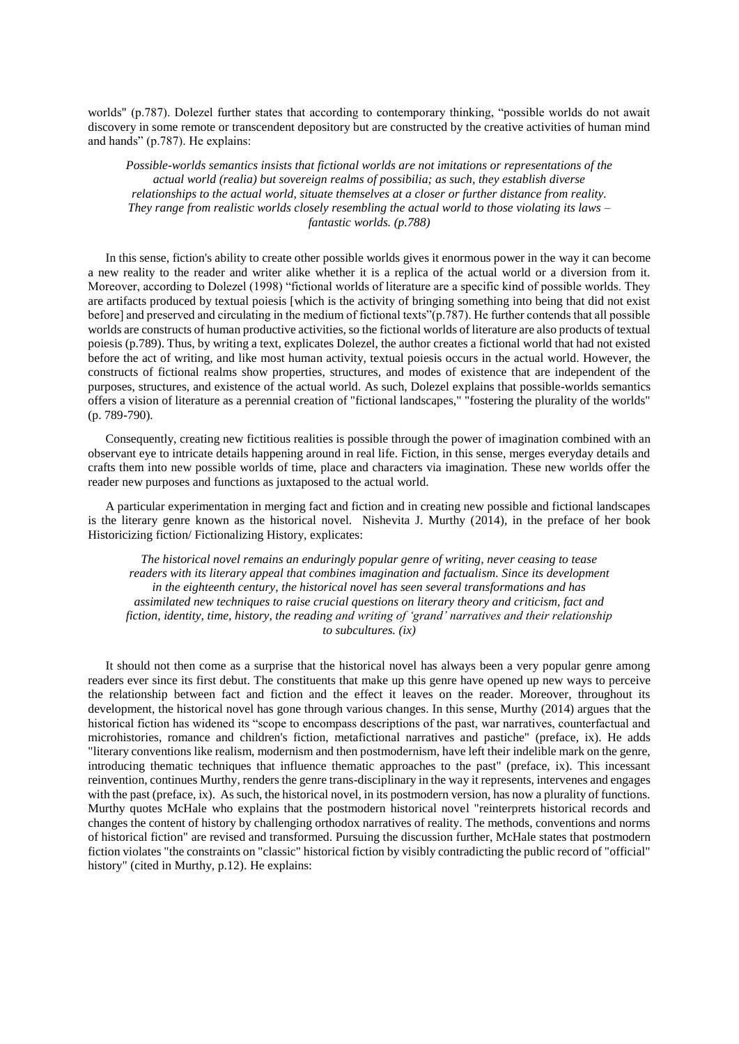worlds" (p.787). Dolezel further states that according to contemporary thinking, "possible worlds do not await discovery in some remote or transcendent depository but are constructed by the creative activities of human mind and hands" (p.787). He explains:

> *Possible-worlds semantics insists that fictional worlds are not imitations or representations of the actual world (realia) but sovereign realms of possibilia; as such, they establish diverse relationships to the actual world, situate themselves at a closer or further distance from reality. They range from realistic worlds closely resembling the actual world to those violating its laws – fantastic worlds. (p.788)*

In this sense, fiction's ability to create other possible worlds gives it enormous power in the way it can become a new reality to the reader and writer alike whether it is a replica of the actual world or a diversion from it. Moreover, according to Dolezel (1998) "fictional worlds of literature are a specific kind of possible worlds. They are artifacts produced by textual poiesis [which is the activity of bringing something into being that did not exist before] and preserved and circulating in the medium of fictional texts"(p.787). He further contends that all possible worlds are constructs of human productive activities, so the fictional worlds of literature are also products of textual poiesis (p.789). Thus, by writing a text, explicates Dolezel, the author creates a fictional world that had not existed before the act of writing, and like most human activity, textual poiesis occurs in the actual world. However, the constructs of fictional realms show properties, structures, and modes of existence that are independent of the purposes, structures, and existence of the actual world. As such, Dolezel explains that possible-worlds semantics offers a vision of literature as a perennial creation of "fictional landscapes," "fostering the plurality of the worlds" (p. 789-790).

Consequently, creating new fictitious realities is possible through the power of imagination combined with an observant eye to intricate details happening around in real life. Fiction, in this sense, merges everyday details and crafts them into new possible worlds of time, place and characters via imagination. These new worlds offer the reader new purposes and functions as juxtaposed to the actual world.

A particular experimentation in merging fact and fiction and in creating new possible and fictional landscapes is the literary genre known as the historical novel. Nishevita J. Murthy (2014), in the preface of her book Historicizing fiction/ Fictionalizing History, explicates:

> *The historical novel remains an enduringly popular genre of writing, never ceasing to tease readers with its literary appeal that combines imagination and factualism. Since its development in the eighteenth century, the historical novel has seen several transformations and has assimilated new techniques to raise crucial questions on literary theory and criticism, fact and fiction, identity, time, history, the reading and writing of 'grand' narratives and their relationship to subcultures. (ix)*

It should not then come as a surprise that the historical novel has always been a very popular genre among readers ever since its first debut. The constituents that make up this genre have opened up new ways to perceive the relationship between fact and fiction and the effect it leaves on the reader. Moreover, throughout its development, the historical novel has gone through various changes. In this sense, Murthy (2014) argues that the historical fiction has widened its "scope to encompass descriptions of the past, war narratives, counterfactual and microhistories, romance and children's fiction, metafictional narratives and pastiche" (preface, ix). He adds "literary conventions like realism, modernism and then postmodernism, have left their indelible mark on the genre, introducing thematic techniques that influence thematic approaches to the past" (preface, ix). This incessant reinvention, continues Murthy, renders the genre trans-disciplinary in the way it represents, intervenes and engages with the past (preface, ix). As such, the historical novel, in its postmodern version, has now a plurality of functions. Murthy quotes McHale who explains that the postmodern historical novel "reinterprets historical records and changes the content of history by challenging orthodox narratives of reality. The methods, conventions and norms of historical fiction" are revised and transformed. Pursuing the discussion further, McHale states that postmodern fiction violates "the constraints on "classic" historical fiction by visibly contradicting the public record of "official" history" (cited in Murthy, p.12). He explains: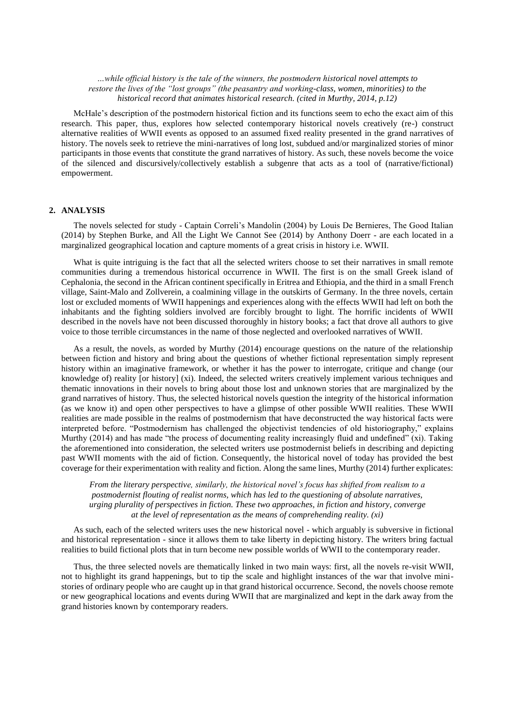*...while official history is the tale of the winners, the postmodern historical novel attempts to restore the lives of the "lost groups" (the peasantry and working-class, women, minorities) to the historical record that animates historical research. (cited in Murthy, 2014, p.12)*

McHale's description of the postmodern historical fiction and its functions seem to echo the exact aim of this research. This paper, thus, explores how selected contemporary historical novels creatively (re-) construct alternative realities of WWII events as opposed to an assumed fixed reality presented in the grand narratives of history. The novels seek to retrieve the mini-narratives of long lost, subdued and/or marginalized stories of minor participants in those events that constitute the grand narratives of history. As such, these novels become the voice of the silenced and discursively/collectively establish a subgenre that acts as a tool of (narrative/fictional) empowerment.

## 2. ANALYSIS

The novels selected for study - Captain Correli's Mandolin (2004) by Louis De Bernieres, The Good Italian (2014) by Stephen Burke, and All the Light We Cannot See (2014) by Anthony Doerr - are each located in a marginalized geographical location and capture moments of a great crisis in history i.e. WWII.

What is quite intriguing is the fact that all the selected writers choose to set their narratives in small remote communities during a tremendous historical occurrence in WWII. The first is on the small Greek island of Cephalonia, the second in the African continent specifically in Eritrea and Ethiopia, and the third in a small French village, Saint-Malo and Zollverein, a coalmining village in the outskirts of Germany. In the three novels, certain lost or excluded moments of WWII happenings and experiences along with the effects WWII had left on both the inhabitants and the fighting soldiers involved are forcibly brought to light. The horrific incidents of WWII described in the novels have not been discussed thoroughly in history books; a fact that drove all authors to give voice to those terrible circumstances in the name of those neglected and overlooked narratives of WWII.

As a result, the novels, as worded by Murthy (2014) encourage questions on the nature of the relationship between fiction and history and bring about the questions of whether fictional representation simply represent history within an imaginative framework, or whether it has the power to interrogate, critique and change (our knowledge of) reality [or history] (xi). Indeed, the selected writers creatively implement various techniques and thematic innovations in their novels to bring about those lost and unknown stories that are marginalized by the grand narratives of history. Thus, the selected historical novels question the integrity of the historical information (as we know it) and open other perspectives to have a glimpse of other possible WWII realities. These WWII realities are made possible in the realms of postmodernism that have deconstructed the way historical facts were interpreted before. "Postmodernism has challenged the objectivist tendencies of old historiography," explains Murthy (2014) and has made "the process of documenting reality increasingly fluid and undefined" (xi). Taking the aforementioned into consideration, the selected writers use postmodernist beliefs in describing and depicting past WWII moments with the aid of fiction. Consequently, the historical novel of today has provided the best coverage for their experimentation with reality and fiction. Along the same lines, Murthy (2014) further explicates:

> *From the literary perspective, similarly, the historical novel's focus has shifted from realism to a postmodernist flouting of realist norms, which has led to the questioning of absolute narratives, urging plurality of perspectives in fiction. These two approaches, in fiction and history, converge at the level of representation as the means of comprehending reality. (xi)*

As such, each of the selected writers uses the new historical novel - which arguably is subversive in fictional and historical representation - since it allows them to take liberty in depicting history. The writers bring factual realities to build fictional plots that in turn become new possible worlds of WWII to the contemporary reader.

Thus, the three selected novels are thematically linked in two main ways: first, all the novels re-visit WWII, not to highlight its grand happenings, but to tip the scale and highlight instances of the war that involve mini-stories of ordinary people who are caught up in that grand historical occurrence. Second, the novels choose remote or new geographical locations and events during WWII that are marginalized and kept in the dark away from the grand histories known by contemporary readers.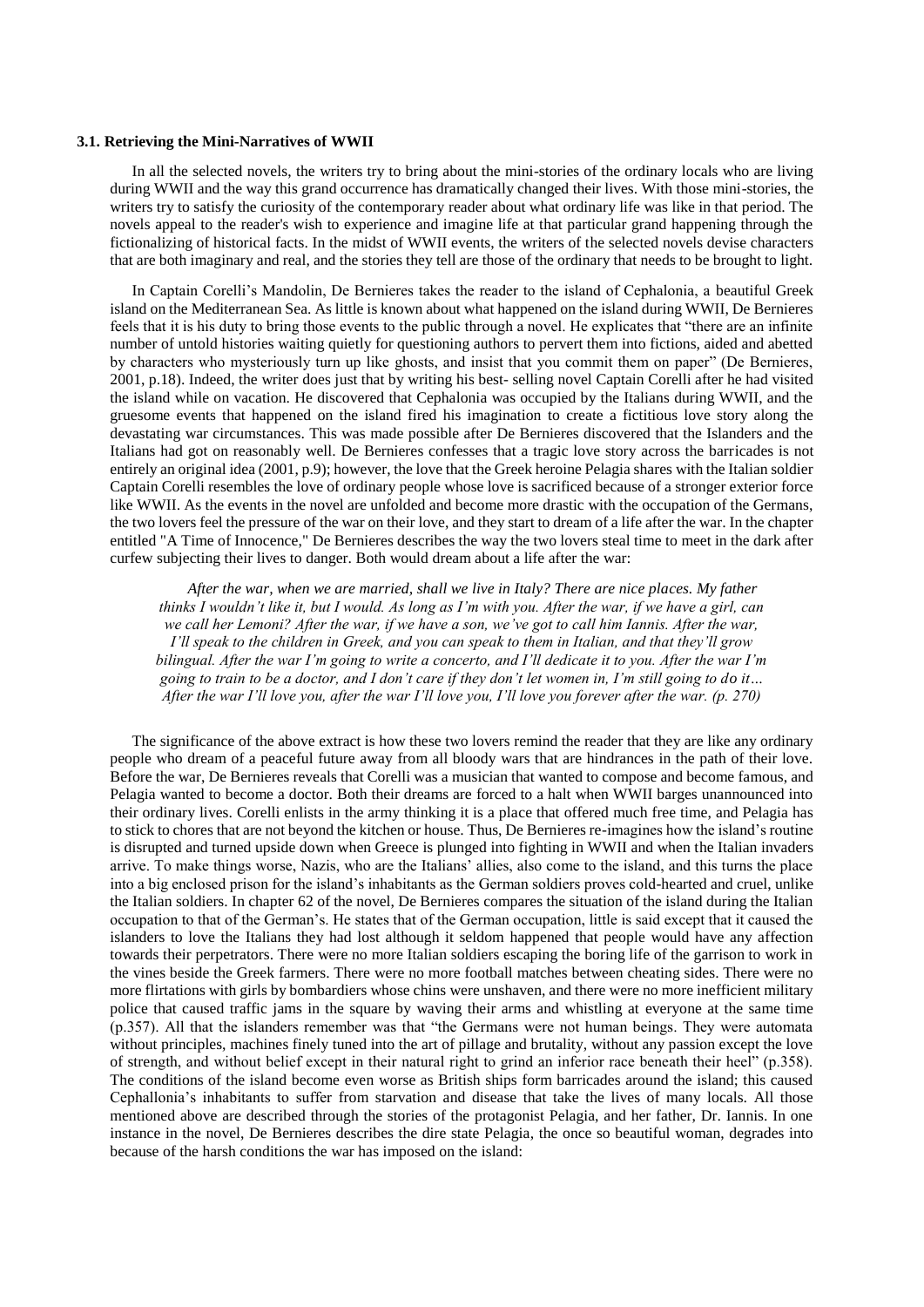### 3.1. Retrieving the Mini-Narratives of WWII

In all the selected novels, the writers try to bring about the mini-stories of the ordinary locals who are living during WWII and the way this grand occurrence has dramatically changed their lives. With those mini-stories, the writers try to satisfy the curiosity of the contemporary reader about what ordinary life was like in that period. The novels appeal to the reader's wish to experience and imagine life at that particular grand happening through the fictionalizing of historical facts. In the midst of WWII events, the writers of the selected novels devise characters that are both imaginary and real, and the stories they tell are those of the ordinary that needs to be brought to light.

In Captain Corelli's Mandolin, De Bernieres takes the reader to the island of Cephalonia, a beautiful Greek island on the Mediterranean Sea. As little is known about what happened on the island during WWII, De Bernieres feels that it is his duty to bring those events to the public through a novel. He explicates that "there are an infinite number of untold histories waiting quietly for questioning authors to pervert them into fictions, aided and abetted by characters who mysteriously turn up like ghosts, and insist that you commit them on paper" (De Bernieres, 2001, p.18). Indeed, the writer does just that by writing his best- selling novel Captain Corelli after he had visited the island while on vacation. He discovered that Cephalonia was occupied by the Italians during WWII, and the gruesome events that happened on the island fired his imagination to create a fictitious love story along the devastating war circumstances. This was made possible after De Bernieres discovered that the Islanders and the Italians had got on reasonably well. De Bernieres confesses that a tragic love story across the barricades is not entirely an original idea (2001, p.9); however, the love that the Greek heroine Pelagia shares with the Italian soldier Captain Corelli resembles the love of ordinary people whose love is sacrificed because of a stronger exterior force like WWII. As the events in the novel are unfolded and become more drastic with the occupation of the Germans, the two lovers feel the pressure of the war on their love, and they start to dream of a life after the war. In the chapter entitled "A Time of Innocence," De Bernieres describes the way the two lovers steal time to meet in the dark after curfew subjecting their lives to danger. Both would dream about a life after the war:

> *After the war, when we are married, shall we live in Italy? There are nice places. My father thinks I wouldn't like it, but I would. As long as I'm with you. After the war, if we have a girl, can we call her Lemoni? After the war, if we have a son, we've got to call him Iannis. After the war, I'll speak to the children in Greek, and you can speak to them in Italian, and that they'll grow bilingual. After the war I'm going to write a concerto, and I'll dedicate it to you. After the war I'm going to train to be a doctor, and I don't care if they don't let women in, I'm still going to do it… After the war I'll love you, after the war I'll love you, I'll love you forever after the war.* (p. 270)

The significance of the above extract is how these two lovers remind the reader that they are like any ordinary people who dream of a peaceful future away from all bloody wars that are hindrances in the path of their love. Before the war, De Bernieres reveals that Corelli was a musician that wanted to compose and become famous, and Pelagia wanted to become a doctor. Both their dreams are forced to a halt when WWII barges unannounced into their ordinary lives. Corelli enlists in the army thinking it is a place that offered much free time, and Pelagia has to stick to chores that are not beyond the kitchen or house. Thus, De Bernieres re-imagines how the island's routine is disrupted and turned upside down when Greece is plunged into fighting in WWII and when the Italian invaders arrive. To make things worse, Nazis, who are the Italians' allies, also come to the island, and this turns the place into a big enclosed prison for the island's inhabitants as the German soldiers proves cold-hearted and cruel, unlike the Italian soldiers. In chapter 62 of the novel, De Bernieres compares the situation of the island during the Italian occupation to that of the German's. He states that of the German occupation, little is said except that it caused the islanders to love the Italians they had lost although it seldom happened that people would have any affection towards their perpetrators. There were no more Italian soldiers escaping the boring life of the garrison to work in the vines beside the Greek farmers. There were no more football matches between cheating sides. There were no more flirtations with girls by bombardiers whose chins were unshaven, and there were no more inefficient military police that caused traffic jams in the square by waving their arms and whistling at everyone at the same time (p.357). All that the islanders remember was that "the Germans were not human beings. They were automata without principles, machines finely tuned into the art of pillage and brutality, without any passion except the love of strength, and without belief except in their natural right to grind an inferior race beneath their heel" (p.358). The conditions of the island become even worse as British ships form barricades around the island; this caused Cephallonia's inhabitants to suffer from starvation and disease that take the lives of many locals. All those mentioned above are described through the stories of the protagonist Pelagia, and her father, Dr. Iannis. In one instance in the novel, De Bernieres describes the dire state Pelagia, the once so beautiful woman, degrades into because of the harsh conditions the war has imposed on the island: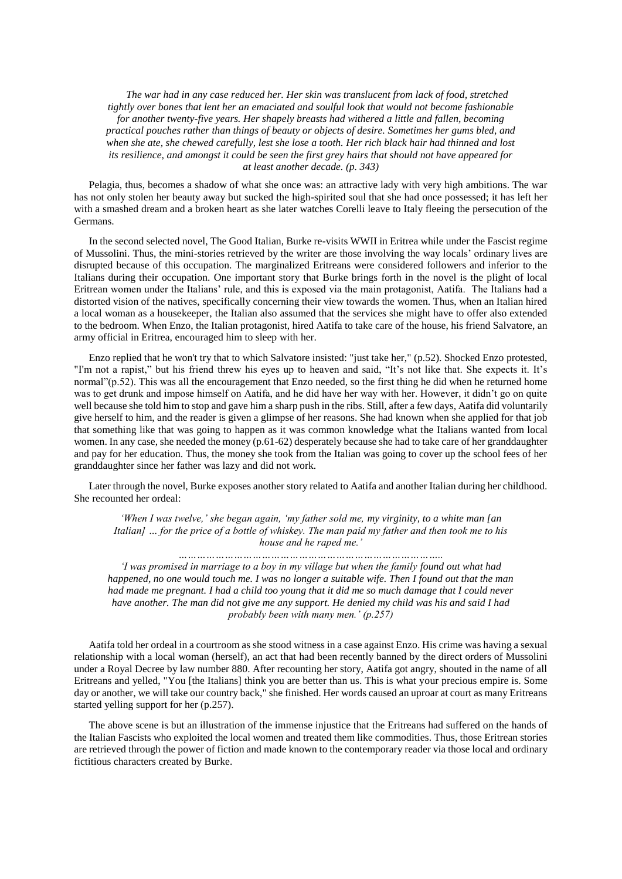> *The war had in any case reduced her. Her skin was translucent from lack of food, stretched tightly over bones that lent her an emaciated and soulful look that would not become fashionable for another twenty-five years. Her shapely breasts had withered a little and fallen, becoming practical pouches rather than things of beauty or objects of desire. Sometimes her gums bled, and when she ate, she chewed carefully, lest she lose a tooth. Her rich black hair had thinned and lost its resilience, and amongst it could be seen the first grey hairs that should not have appeared for at least another decade. (p. 343)*

Pelagia, thus, becomes a shadow of what she once was: an attractive lady with very high ambitions. The war has not only stolen her beauty away but sucked the high-spirited soul that she had once possessed; it has left her with a smashed dream and a broken heart as she later watches Corelli leave to Italy fleeing the persecution of the Germans.

In the second selected novel, The Good Italian, Burke re-visits WWII in Eritrea while under the Fascist regime of Mussolini. Thus, the mini-stories retrieved by the writer are those involving the way locals' ordinary lives are disrupted because of this occupation. The marginalized Eritreans were considered followers and inferior to the Italians during their occupation. One important story that Burke brings forth in the novel is the plight of local Eritrean women under the Italians' rule, and this is exposed via the main protagonist, Aatifa. The Italians had a distorted vision of the natives, specifically concerning their view towards the women. Thus, when an Italian hired a local woman as a housekeeper, the Italian also assumed that the services she might have to offer also extended to the bedroom. When Enzo, the Italian protagonist, hired Aatifa to take care of the house, his friend Salvatore, an army official in Eritrea, encouraged him to sleep with her.

Enzo replied that he won't try that to which Salvatore insisted: "just take her," (p.52). Shocked Enzo protested, "I'm not a rapist," but his friend threw his eyes up to heaven and said, "It's not like that. She expects it. It's normal"(p.52). This was all the encouragement that Enzo needed, so the first thing he did when he returned home was to get drunk and impose himself on Aatifa, and he did have her way with her. However, it didn't go on quite well because she told him to stop and gave him a sharp push in the ribs. Still, after a few days, Aatifa did voluntarily give herself to him, and the reader is given a glimpse of her reasons. She had known when she applied for that job that something like that was going to happen as it was common knowledge what the Italians wanted from local women. In any case, she needed the money (p.61-62) desperately because she had to take care of her granddaughter and pay for her education. Thus, the money she took from the Italian was going to cover up the school fees of her granddaughter since her father was lazy and did not work.

Later through the novel, Burke exposes another story related to Aatifa and another Italian during her childhood. She recounted her ordeal:

> *'When I was twelve,' she began again, 'my father sold me, my virginity, to a white man [an Italian] … for the price of a bottle of whiskey. The man paid my father and then took me to his house and he raped me.'*
>
> *……………………………………………………………………….*
>
> *'I was promised in marriage to a boy in my village but when the family found out what had happened, no one would touch me. I was no longer a suitable wife. Then I found out that the man had made me pregnant. I had a child too young that it did me so much damage that I could never have another. The man did not give me any support. He denied my child was his and said I had probably been with many men.' (p.257)*

Aatifa told her ordeal in a courtroom as she stood witness in a case against Enzo. His crime was having a sexual relationship with a local woman (herself), an act that had been recently banned by the direct orders of Mussolini under a Royal Decree by law number 880. After recounting her story, Aatifa got angry, shouted in the name of all Eritreans and yelled, "You [the Italians] think you are better than us. This is what your precious empire is. Some day or another, we will take our country back," she finished. Her words caused an uproar at court as many Eritreans started yelling support for her (p.257).

The above scene is but an illustration of the immense injustice that the Eritreans had suffered on the hands of the Italian Fascists who exploited the local women and treated them like commodities. Thus, those Eritrean stories are retrieved through the power of fiction and made known to the contemporary reader via those local and ordinary fictitious characters created by Burke.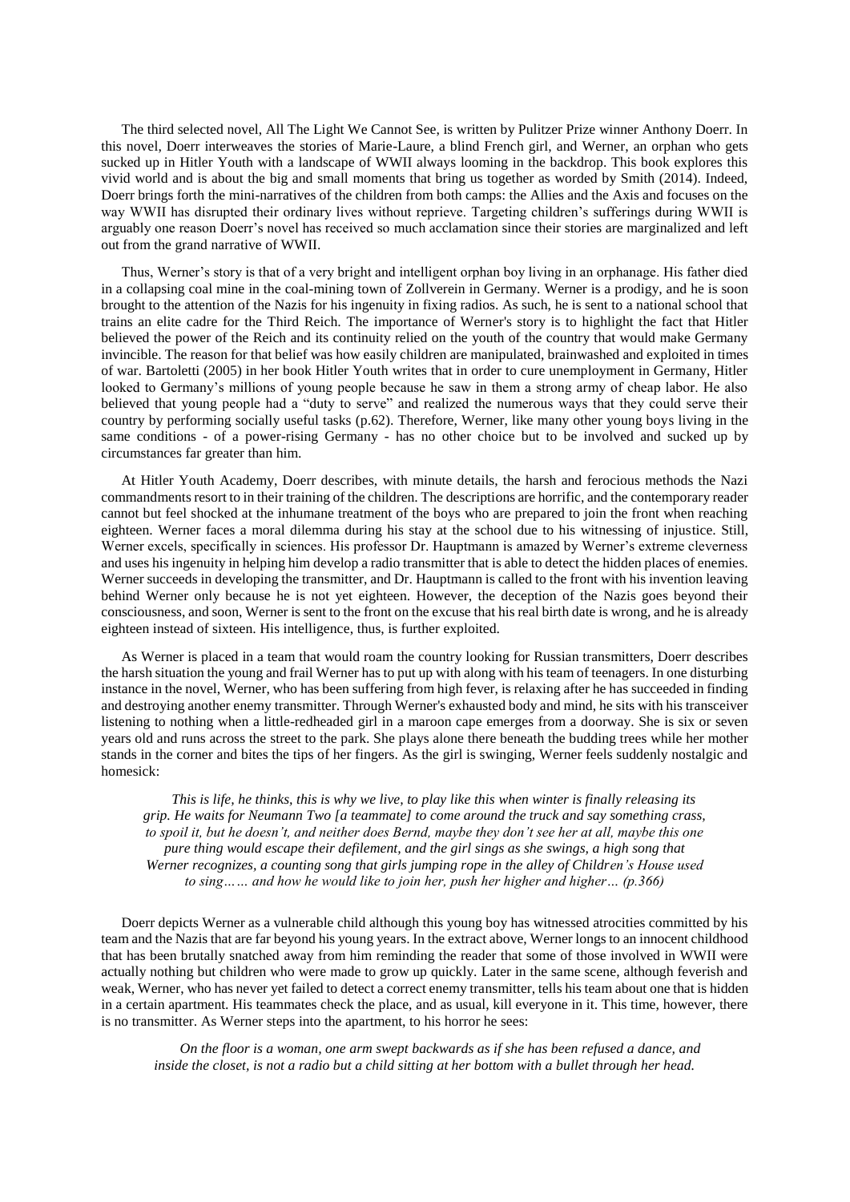The third selected novel, All The Light We Cannot See, is written by Pulitzer Prize winner Anthony Doerr. In this novel, Doerr interweaves the stories of Marie-Laure, a blind French girl, and Werner, an orphan who gets sucked up in Hitler Youth with a landscape of WWII always looming in the backdrop. This book explores this vivid world and is about the big and small moments that bring us together as worded by Smith (2014). Indeed, Doerr brings forth the mini-narratives of the children from both camps: the Allies and the Axis and focuses on the way WWII has disrupted their ordinary lives without reprieve. Targeting children's sufferings during WWII is arguably one reason Doerr's novel has received so much acclamation since their stories are marginalized and left out from the grand narrative of WWII.

Thus, Werner's story is that of a very bright and intelligent orphan boy living in an orphanage. His father died in a collapsing coal mine in the coal-mining town of Zollverein in Germany. Werner is a prodigy, and he is soon brought to the attention of the Nazis for his ingenuity in fixing radios. As such, he is sent to a national school that trains an elite cadre for the Third Reich. The importance of Werner's story is to highlight the fact that Hitler believed the power of the Reich and its continuity relied on the youth of the country that would make Germany invincible. The reason for that belief was how easily children are manipulated, brainwashed and exploited in times of war. Bartoletti (2005) in her book Hitler Youth writes that in order to cure unemployment in Germany, Hitler looked to Germany's millions of young people because he saw in them a strong army of cheap labor. He also believed that young people had a "duty to serve" and realized the numerous ways that they could serve their country by performing socially useful tasks (p.62). Therefore, Werner, like many other young boys living in the same conditions - of a power-rising Germany - has no other choice but to be involved and sucked up by circumstances far greater than him.

At Hitler Youth Academy, Doerr describes, with minute details, the harsh and ferocious methods the Nazi commandments resort to in their training of the children. The descriptions are horrific, and the contemporary reader cannot but feel shocked at the inhumane treatment of the boys who are prepared to join the front when reaching eighteen. Werner faces a moral dilemma during his stay at the school due to his witnessing of injustice. Still, Werner excels, specifically in sciences. His professor Dr. Hauptmann is amazed by Werner's extreme cleverness and uses his ingenuity in helping him develop a radio transmitter that is able to detect the hidden places of enemies. Werner succeeds in developing the transmitter, and Dr. Hauptmann is called to the front with his invention leaving behind Werner only because he is not yet eighteen. However, the deception of the Nazis goes beyond their consciousness, and soon, Werner is sent to the front on the excuse that his real birth date is wrong, and he is already eighteen instead of sixteen. His intelligence, thus, is further exploited.

As Werner is placed in a team that would roam the country looking for Russian transmitters, Doerr describes the harsh situation the young and frail Werner has to put up with along with his team of teenagers. In one disturbing instance in the novel, Werner, who has been suffering from high fever, is relaxing after he has succeeded in finding and destroying another enemy transmitter. Through Werner's exhausted body and mind, he sits with his transceiver listening to nothing when a little-redheaded girl in a maroon cape emerges from a doorway. She is six or seven years old and runs across the street to the park. She plays alone there beneath the budding trees while her mother stands in the corner and bites the tips of her fingers. As the girl is swinging, Werner feels suddenly nostalgic and homesick:

> *This is life, he thinks, this is why we live, to play like this when winter is finally releasing its grip. He waits for Neumann Two [a teammate] to come around the truck and say something crass, to spoil it, but he doesn't, and neither does Bernd, maybe they don't see her at all, maybe this one pure thing would escape their defilement, and the girl sings as she swings, a high song that Werner recognizes, a counting song that girls jumping rope in the alley of Children's House used to sing…… and how he would like to join her, push her higher and higher…* (p.366)

Doerr depicts Werner as a vulnerable child although this young boy has witnessed atrocities committed by his team and the Nazis that are far beyond his young years. In the extract above, Werner longs to an innocent childhood that has been brutally snatched away from him reminding the reader that some of those involved in WWII were actually nothing but children who were made to grow up quickly. Later in the same scene, although feverish and weak, Werner, who has never yet failed to detect a correct enemy transmitter, tells his team about one that is hidden in a certain apartment. His teammates check the place, and as usual, kill everyone in it. This time, however, there is no transmitter. As Werner steps into the apartment, to his horror he sees:

> *On the floor is a woman, one arm swept backwards as if she has been refused a dance, and inside the closet, is not a radio but a child sitting at her bottom with a bullet through her head.*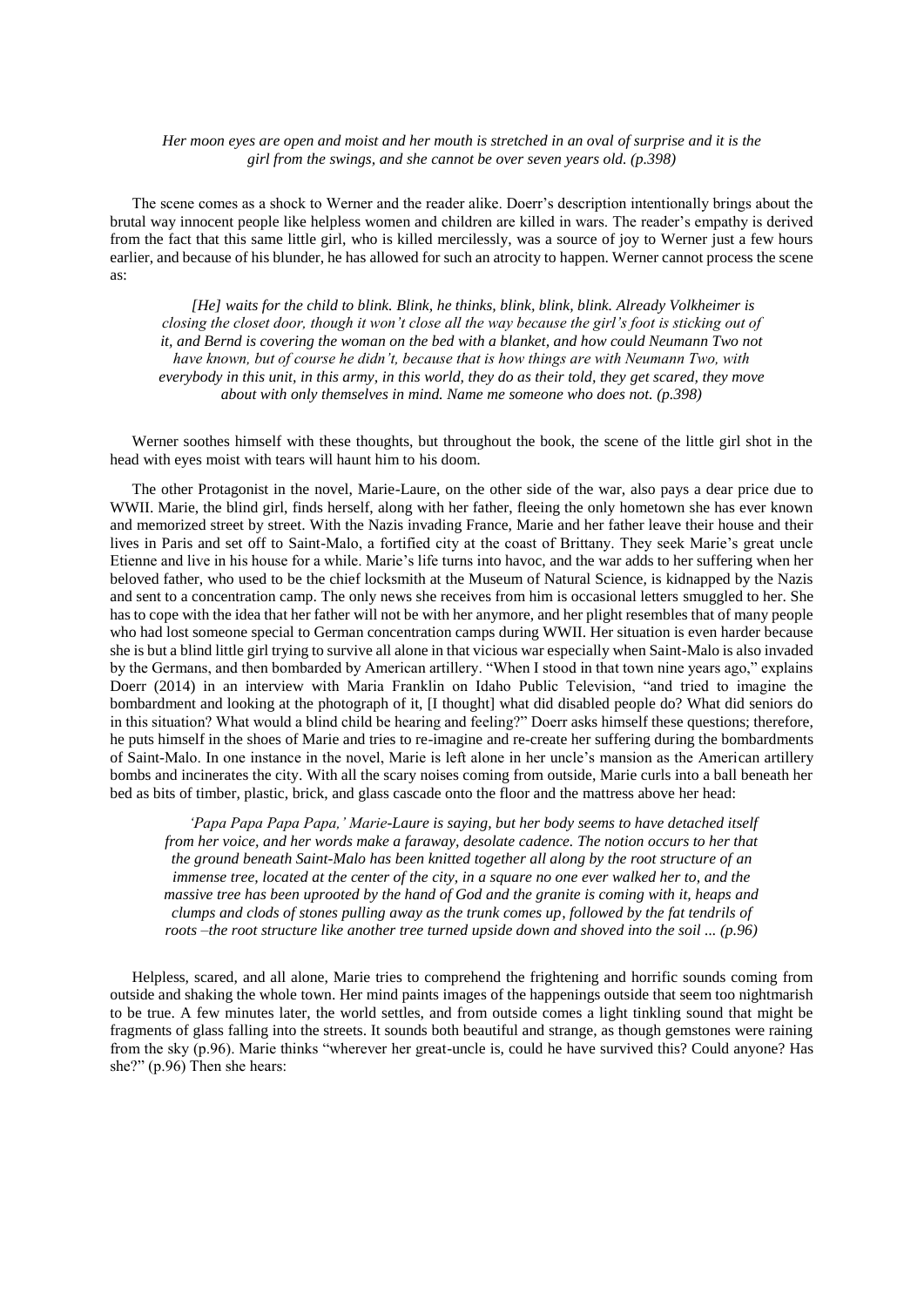*Her moon eyes are open and moist and her mouth is stretched in an oval of surprise and it is the girl from the swings, and she cannot be over seven years old. (p.398)*

The scene comes as a shock to Werner and the reader alike. Doerr's description intentionally brings about the brutal way innocent people like helpless women and children are killed in wars. The reader's empathy is derived from the fact that this same little girl, who is killed mercilessly, was a source of joy to Werner just a few hours earlier, and because of his blunder, he has allowed for such an atrocity to happen. Werner cannot process the scene as:

> *[He] waits for the child to blink. Blink, he thinks, blink, blink, blink. Already Volkheimer is closing the closet door, though it won't close all the way because the girl's foot is sticking out of it, and Bernd is covering the woman on the bed with a blanket, and how could Neumann Two not have known, but of course he didn't, because that is how things are with Neumann Two, with everybody in this unit, in this army, in this world, they do as their told, they get scared, they move about with only themselves in mind. Name me someone who does not. (p.398)*

Werner soothes himself with these thoughts, but throughout the book, the scene of the little girl shot in the head with eyes moist with tears will haunt him to his doom.

The other Protagonist in the novel, Marie-Laure, on the other side of the war, also pays a dear price due to WWII. Marie, the blind girl, finds herself, along with her father, fleeing the only hometown she has ever known and memorized street by street. With the Nazis invading France, Marie and her father leave their house and their lives in Paris and set off to Saint-Malo, a fortified city at the coast of Brittany. They seek Marie's great uncle Etienne and live in his house for a while. Marie's life turns into havoc, and the war adds to her suffering when her beloved father, who used to be the chief locksmith at the Museum of Natural Science, is kidnapped by the Nazis and sent to a concentration camp. The only news she receives from him is occasional letters smuggled to her. She has to cope with the idea that her father will not be with her anymore, and her plight resembles that of many people who had lost someone special to German concentration camps during WWII. Her situation is even harder because she is but a blind little girl trying to survive all alone in that vicious war especially when Saint-Malo is also invaded by the Germans, and then bombarded by American artillery. "When I stood in that town nine years ago," explains Doerr (2014) in an interview with Maria Franklin on Idaho Public Television, "and tried to imagine the bombardment and looking at the photograph of it, [I thought] what did disabled people do? What did seniors do in this situation? What would a blind child be hearing and feeling?" Doerr asks himself these questions; therefore, he puts himself in the shoes of Marie and tries to re-imagine and re-create her suffering during the bombardments of Saint-Malo. In one instance in the novel, Marie is left alone in her uncle's mansion as the American artillery bombs and incinerates the city. With all the scary noises coming from outside, Marie curls into a ball beneath her bed as bits of timber, plastic, brick, and glass cascade onto the floor and the mattress above her head:

> *'Papa Papa Papa Papa,' Marie-Laure is saying, but her body seems to have detached itself from her voice, and her words make a faraway, desolate cadence. The notion occurs to her that the ground beneath Saint-Malo has been knitted together all along by the root structure of an immense tree, located at the center of the city, in a square no one ever walked her to, and the massive tree has been uprooted by the hand of God and the granite is coming with it, heaps and clumps and clods of stones pulling away as the trunk comes up, followed by the fat tendrils of roots –the root structure like another tree turned upside down and shoved into the soil ... (p.96)*

Helpless, scared, and all alone, Marie tries to comprehend the frightening and horrific sounds coming from outside and shaking the whole town. Her mind paints images of the happenings outside that seem too nightmarish to be true. A few minutes later, the world settles, and from outside comes a light tinkling sound that might be fragments of glass falling into the streets. It sounds both beautiful and strange, as though gemstones were raining from the sky (p.96). Marie thinks "wherever her great-uncle is, could he have survived this? Could anyone? Has she?" (p.96) Then she hears: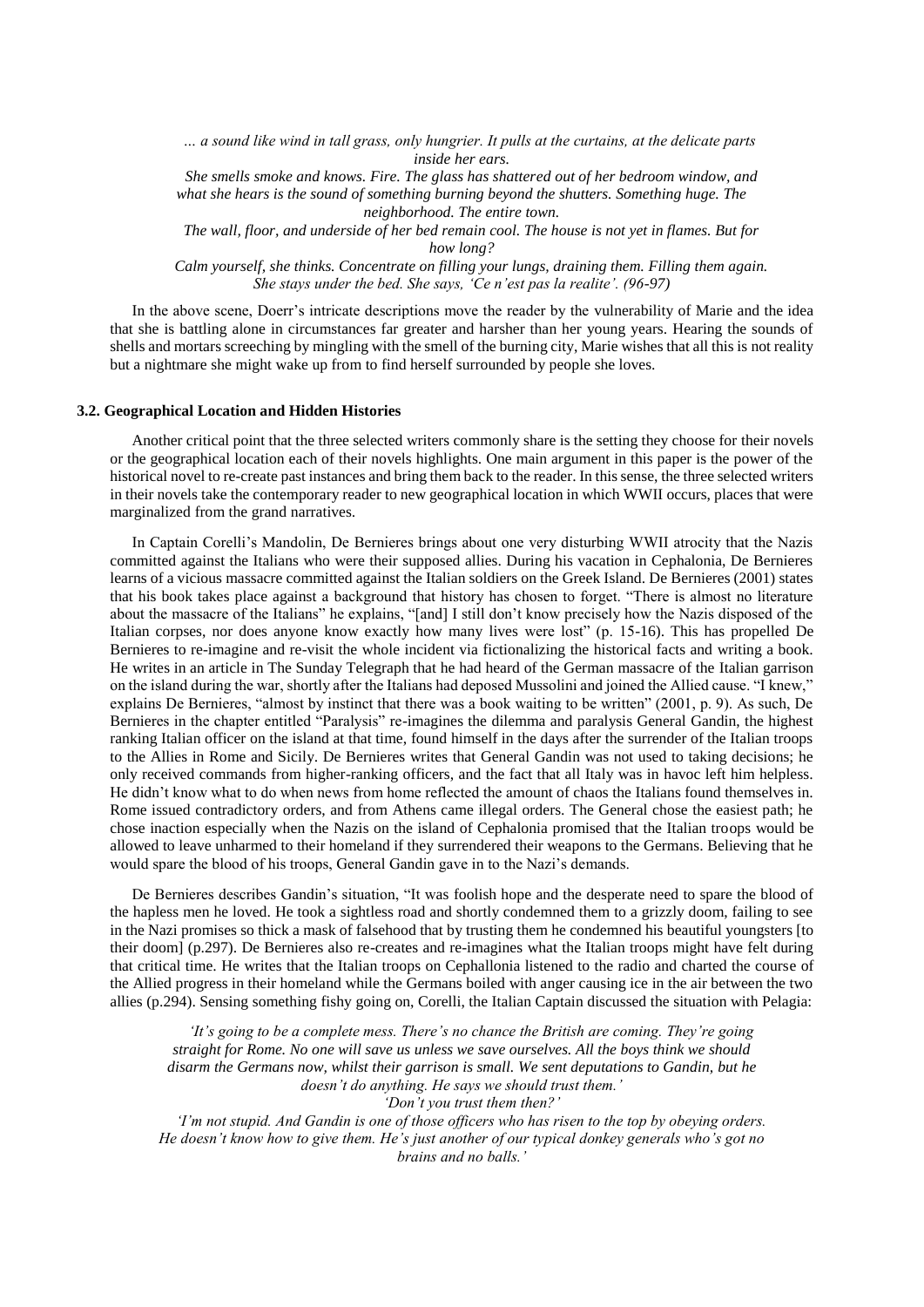*… a sound like wind in tall grass, only hungrier. It pulls at the curtains, at the delicate parts inside her ears.*

*She smells smoke and knows. Fire. The glass has shattered out of her bedroom window, and what she hears is the sound of something burning beyond the shutters. Something huge. The neighborhood. The entire town.*

*The wall, floor, and underside of her bed remain cool. The house is not yet in flames. But for how long?*

*Calm yourself, she thinks. Concentrate on filling your lungs, draining them. Filling them again. She stays under the bed. She says, 'Ce n'est pas la realite'. (96-97)*

In the above scene, Doerr's intricate descriptions move the reader by the vulnerability of Marie and the idea that she is battling alone in circumstances far greater and harsher than her young years. Hearing the sounds of shells and mortars screeching by mingling with the smell of the burning city, Marie wishes that all this is not reality but a nightmare she might wake up from to find herself surrounded by people she loves.

### 3.2. Geographical Location and Hidden Histories

Another critical point that the three selected writers commonly share is the setting they choose for their novels or the geographical location each of their novels highlights. One main argument in this paper is the power of the historical novel to re-create past instances and bring them back to the reader. In this sense, the three selected writers in their novels take the contemporary reader to new geographical location in which WWII occurs, places that were marginalized from the grand narratives.

In Captain Corelli's Mandolin, De Bernieres brings about one very disturbing WWII atrocity that the Nazis committed against the Italians who were their supposed allies. During his vacation in Cephalonia, De Bernieres learns of a vicious massacre committed against the Italian soldiers on the Greek Island. De Bernieres (2001) states that his book takes place against a background that history has chosen to forget. "There is almost no literature about the massacre of the Italians" he explains, "[and] I still don't know precisely how the Nazis disposed of the Italian corpses, nor does anyone know exactly how many lives were lost" (p. 15-16). This has propelled De Bernieres to re-imagine and re-visit the whole incident via fictionalizing the historical facts and writing a book. He writes in an article in The Sunday Telegraph that he had heard of the German massacre of the Italian garrison on the island during the war, shortly after the Italians had deposed Mussolini and joined the Allied cause. "I knew," explains De Bernieres, "almost by instinct that there was a book waiting to be written" (2001, p. 9). As such, De Bernieres in the chapter entitled "Paralysis" re-imagines the dilemma and paralysis General Gandin, the highest ranking Italian officer on the island at that time, found himself in the days after the surrender of the Italian troops to the Allies in Rome and Sicily. De Bernieres writes that General Gandin was not used to taking decisions; he only received commands from higher-ranking officers, and the fact that all Italy was in havoc left him helpless. He didn't know what to do when news from home reflected the amount of chaos the Italians found themselves in. Rome issued contradictory orders, and from Athens came illegal orders. The General chose the easiest path; he chose inaction especially when the Nazis on the island of Cephalonia promised that the Italian troops would be allowed to leave unharmed to their homeland if they surrendered their weapons to the Germans. Believing that he would spare the blood of his troops, General Gandin gave in to the Nazi's demands.

De Bernieres describes Gandin's situation, "It was foolish hope and the desperate need to spare the blood of the hapless men he loved. He took a sightless road and shortly condemned them to a grizzly doom, failing to see in the Nazi promises so thick a mask of falsehood that by trusting them he condemned his beautiful youngsters [to their doom] (p.297). De Bernieres also re-creates and re-imagines what the Italian troops might have felt during that critical time. He writes that the Italian troops on Cephallonia listened to the radio and charted the course of the Allied progress in their homeland while the Germans boiled with anger causing ice in the air between the two allies (p.294). Sensing something fishy going on, Corelli, the Italian Captain discussed the situation with Pelagia:

*'It's going to be a complete mess. There's no chance the British are coming. They're going straight for Rome. No one will save us unless we save ourselves. All the boys think we should disarm the Germans now, whilst their garrison is small. We sent deputations to Gandin, but he doesn't do anything. He says we should trust them.'*

*'Don't you trust them then?'*

*'I'm not stupid. And Gandin is one of those officers who has risen to the top by obeying orders. He doesn't know how to give them. He's just another of our typical donkey generals who's got no brains and no balls.'*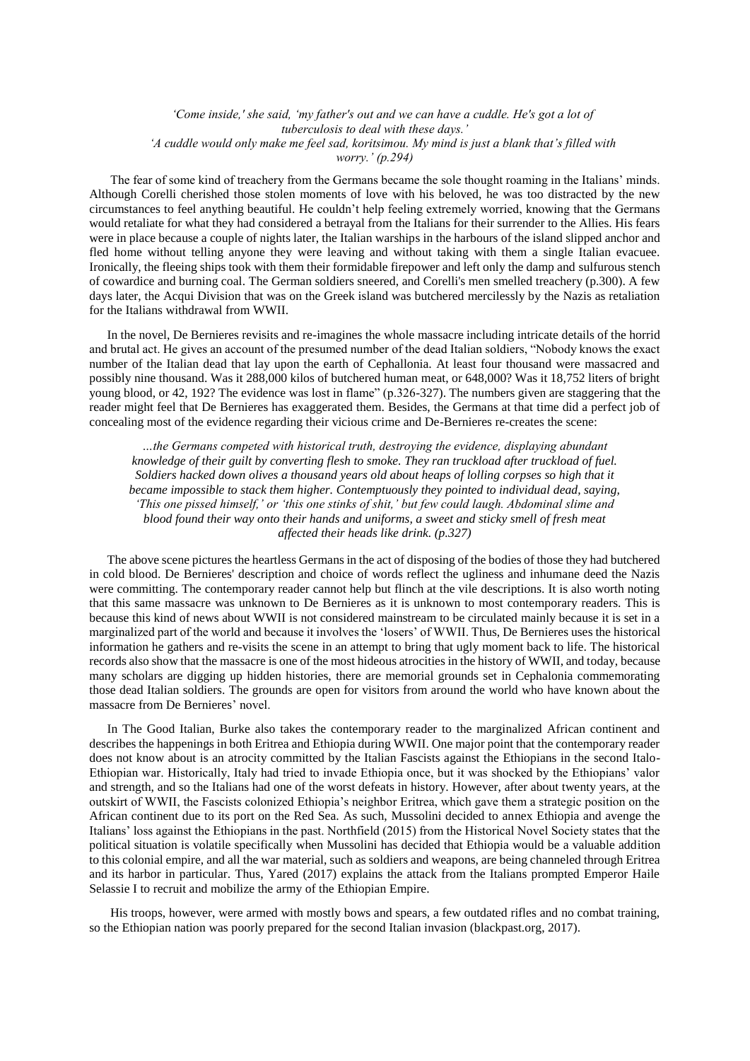*'Come inside,' she said, 'my father's out and we can have a cuddle. He's got a lot of tuberculosis to deal with these days.'*
*'A cuddle would only make me feel sad, koritsimou. My mind is just a blank that's filled with worry.' (p.294)*

The fear of some kind of treachery from the Germans became the sole thought roaming in the Italians' minds. Although Corelli cherished those stolen moments of love with his beloved, he was too distracted by the new circumstances to feel anything beautiful. He couldn't help feeling extremely worried, knowing that the Germans would retaliate for what they had considered a betrayal from the Italians for their surrender to the Allies. His fears were in place because a couple of nights later, the Italian warships in the harbours of the island slipped anchor and fled home without telling anyone they were leaving and without taking with them a single Italian evacuee. Ironically, the fleeing ships took with them their formidable firepower and left only the damp and sulfurous stench of cowardice and burning coal. The German soldiers sneered, and Corelli's men smelled treachery (p.300). A few days later, the Acqui Division that was on the Greek island was butchered mercilessly by the Nazis as retaliation for the Italians withdrawal from WWII.

In the novel, De Bernieres revisits and re-imagines the whole massacre including intricate details of the horrid and brutal act. He gives an account of the presumed number of the dead Italian soldiers, "Nobody knows the exact number of the Italian dead that lay upon the earth of Cephallonia. At least four thousand were massacred and possibly nine thousand. Was it 288,000 kilos of butchered human meat, or 648,000? Was it 18,752 liters of bright young blood, or 42, 192? The evidence was lost in flame" (p.326-327). The numbers given are staggering that the reader might feel that De Bernieres has exaggerated them. Besides, the Germans at that time did a perfect job of concealing most of the evidence regarding their vicious crime and De-Bernieres re-creates the scene:

> *…the Germans competed with historical truth, destroying the evidence, displaying abundant knowledge of their guilt by converting flesh to smoke. They ran truckload after truckload of fuel. Soldiers hacked down olives a thousand years old about heaps of lolling corpses so high that it became impossible to stack them higher. Contemptuously they pointed to individual dead, saying, 'This one pissed himself,' or 'this one stinks of shit,' but few could laugh. Abdominal slime and blood found their way onto their hands and uniforms, a sweet and sticky smell of fresh meat affected their heads like drink. (p.327)*

The above scene pictures the heartless Germans in the act of disposing of the bodies of those they had butchered in cold blood. De Bernieres' description and choice of words reflect the ugliness and inhumane deed the Nazis were committing. The contemporary reader cannot help but flinch at the vile descriptions. It is also worth noting that this same massacre was unknown to De Bernieres as it is unknown to most contemporary readers. This is because this kind of news about WWII is not considered mainstream to be circulated mainly because it is set in a marginalized part of the world and because it involves the 'losers' of WWII. Thus, De Bernieres uses the historical information he gathers and re-visits the scene in an attempt to bring that ugly moment back to life. The historical records also show that the massacre is one of the most hideous atrocities in the history of WWII, and today, because many scholars are digging up hidden histories, there are memorial grounds set in Cephalonia commemorating those dead Italian soldiers. The grounds are open for visitors from around the world who have known about the massacre from De Bernieres' novel.

In The Good Italian, Burke also takes the contemporary reader to the marginalized African continent and describes the happenings in both Eritrea and Ethiopia during WWII. One major point that the contemporary reader does not know about is an atrocity committed by the Italian Fascists against the Ethiopians in the second Italo-Ethiopian war. Historically, Italy had tried to invade Ethiopia once, but it was shocked by the Ethiopians' valor and strength, and so the Italians had one of the worst defeats in history. However, after about twenty years, at the outskirt of WWII, the Fascists colonized Ethiopia's neighbor Eritrea, which gave them a strategic position on the African continent due to its port on the Red Sea. As such, Mussolini decided to annex Ethiopia and avenge the Italians' loss against the Ethiopians in the past. Northfield (2015) from the Historical Novel Society states that the political situation is volatile specifically when Mussolini has decided that Ethiopia would be a valuable addition to this colonial empire, and all the war material, such as soldiers and weapons, are being channeled through Eritrea and its harbor in particular. Thus, Yared (2017) explains the attack from the Italians prompted Emperor Haile Selassie I to recruit and mobilize the army of the Ethiopian Empire.

His troops, however, were armed with mostly bows and spears, a few outdated rifles and no combat training, so the Ethiopian nation was poorly prepared for the second Italian invasion (blackpast.org, 2017).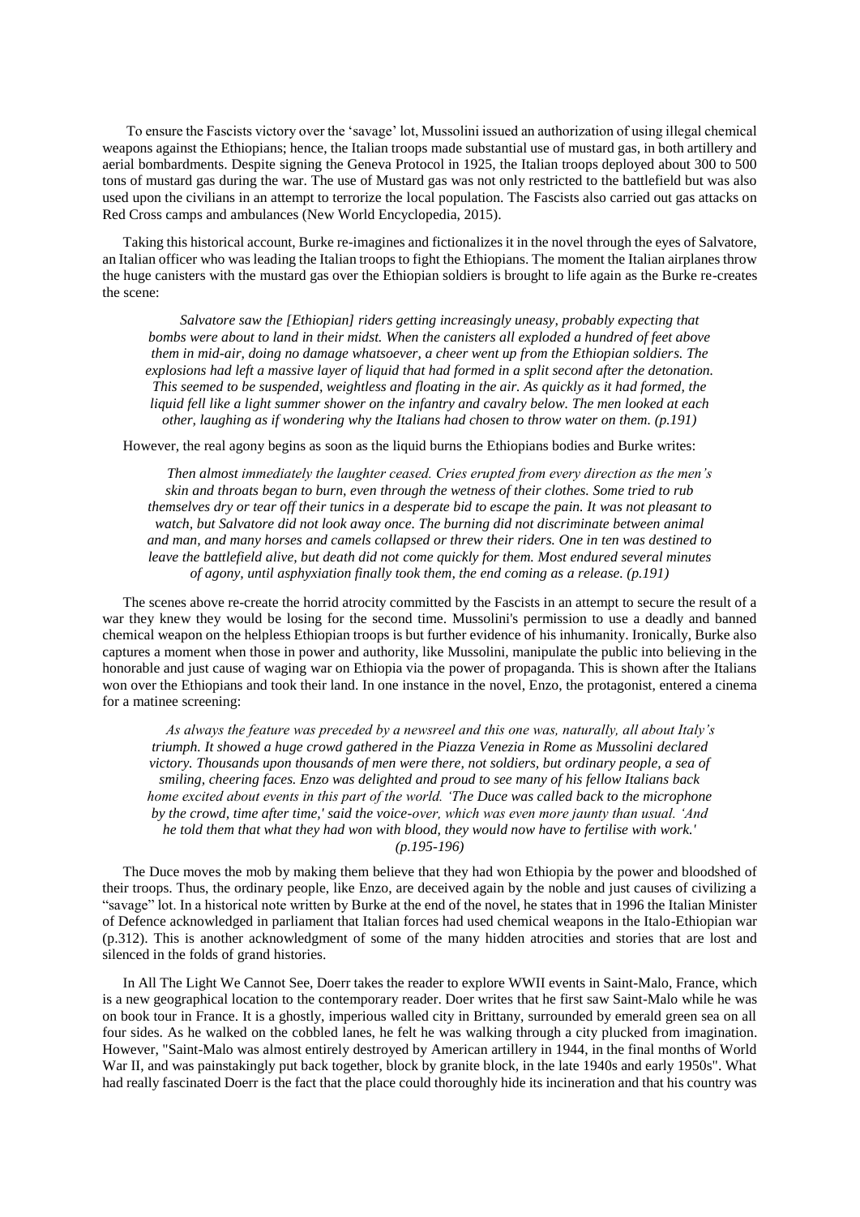To ensure the Fascists victory over the 'savage' lot, Mussolini issued an authorization of using illegal chemical weapons against the Ethiopians; hence, the Italian troops made substantial use of mustard gas, in both artillery and aerial bombardments. Despite signing the Geneva Protocol in 1925, the Italian troops deployed about 300 to 500 tons of mustard gas during the war. The use of Mustard gas was not only restricted to the battlefield but was also used upon the civilians in an attempt to terrorize the local population. The Fascists also carried out gas attacks on Red Cross camps and ambulances (New World Encyclopedia, 2015).

Taking this historical account, Burke re-imagines and fictionalizes it in the novel through the eyes of Salvatore, an Italian officer who was leading the Italian troops to fight the Ethiopians. The moment the Italian airplanes throw the huge canisters with the mustard gas over the Ethiopian soldiers is brought to life again as the Burke re-creates the scene:

> *Salvatore saw the [Ethiopian] riders getting increasingly uneasy, probably expecting that bombs were about to land in their midst. When the canisters all exploded a hundred of feet above them in mid-air, doing no damage whatsoever, a cheer went up from the Ethiopian soldiers. The explosions had left a massive layer of liquid that had formed in a split second after the detonation. This seemed to be suspended, weightless and floating in the air. As quickly as it had formed, the liquid fell like a light summer shower on the infantry and cavalry below. The men looked at each other, laughing as if wondering why the Italians had chosen to throw water on them. (p.191)*

However, the real agony begins as soon as the liquid burns the Ethiopians bodies and Burke writes:

> *Then almost immediately the laughter ceased. Cries erupted from every direction as the men's skin and throats began to burn, even through the wetness of their clothes. Some tried to rub themselves dry or tear off their tunics in a desperate bid to escape the pain. It was not pleasant to watch, but Salvatore did not look away once. The burning did not discriminate between animal and man, and many horses and camels collapsed or threw their riders. One in ten was destined to leave the battlefield alive, but death did not come quickly for them. Most endured several minutes of agony, until asphyxiation finally took them, the end coming as a release. (p.191)*

The scenes above re-create the horrid atrocity committed by the Fascists in an attempt to secure the result of a war they knew they would be losing for the second time. Mussolini's permission to use a deadly and banned chemical weapon on the helpless Ethiopian troops is but further evidence of his inhumanity. Ironically, Burke also captures a moment when those in power and authority, like Mussolini, manipulate the public into believing in the honorable and just cause of waging war on Ethiopia via the power of propaganda. This is shown after the Italians won over the Ethiopians and took their land. In one instance in the novel, Enzo, the protagonist, entered a cinema for a matinee screening:

> *As always the feature was preceded by a newsreel and this one was, naturally, all about Italy's triumph. It showed a huge crowd gathered in the Piazza Venezia in Rome as Mussolini declared victory. Thousands upon thousands of men were there, not soldiers, but ordinary people, a sea of smiling, cheering faces. Enzo was delighted and proud to see many of his fellow Italians back home excited about events in this part of the world. 'The Duce was called back to the microphone by the crowd, time after time,' said the voice-over, which was even more jaunty than usual. 'And he told them that what they had won with blood, they would now have to fertilise with work.' (p.195-196)*

The Duce moves the mob by making them believe that they had won Ethiopia by the power and bloodshed of their troops. Thus, the ordinary people, like Enzo, are deceived again by the noble and just causes of civilizing a "savage" lot. In a historical note written by Burke at the end of the novel, he states that in 1996 the Italian Minister of Defence acknowledged in parliament that Italian forces had used chemical weapons in the Italo-Ethiopian war (p.312). This is another acknowledgment of some of the many hidden atrocities and stories that are lost and silenced in the folds of grand histories.

In All The Light We Cannot See, Doerr takes the reader to explore WWII events in Saint-Malo, France, which is a new geographical location to the contemporary reader. Doer writes that he first saw Saint-Malo while he was on book tour in France. It is a ghostly, imperious walled city in Brittany, surrounded by emerald green sea on all four sides. As he walked on the cobbled lanes, he felt he was walking through a city plucked from imagination. However, "Saint-Malo was almost entirely destroyed by American artillery in 1944, in the final months of World War II, and was painstakingly put back together, block by granite block, in the late 1940s and early 1950s". What had really fascinated Doerr is the fact that the place could thoroughly hide its incineration and that his country was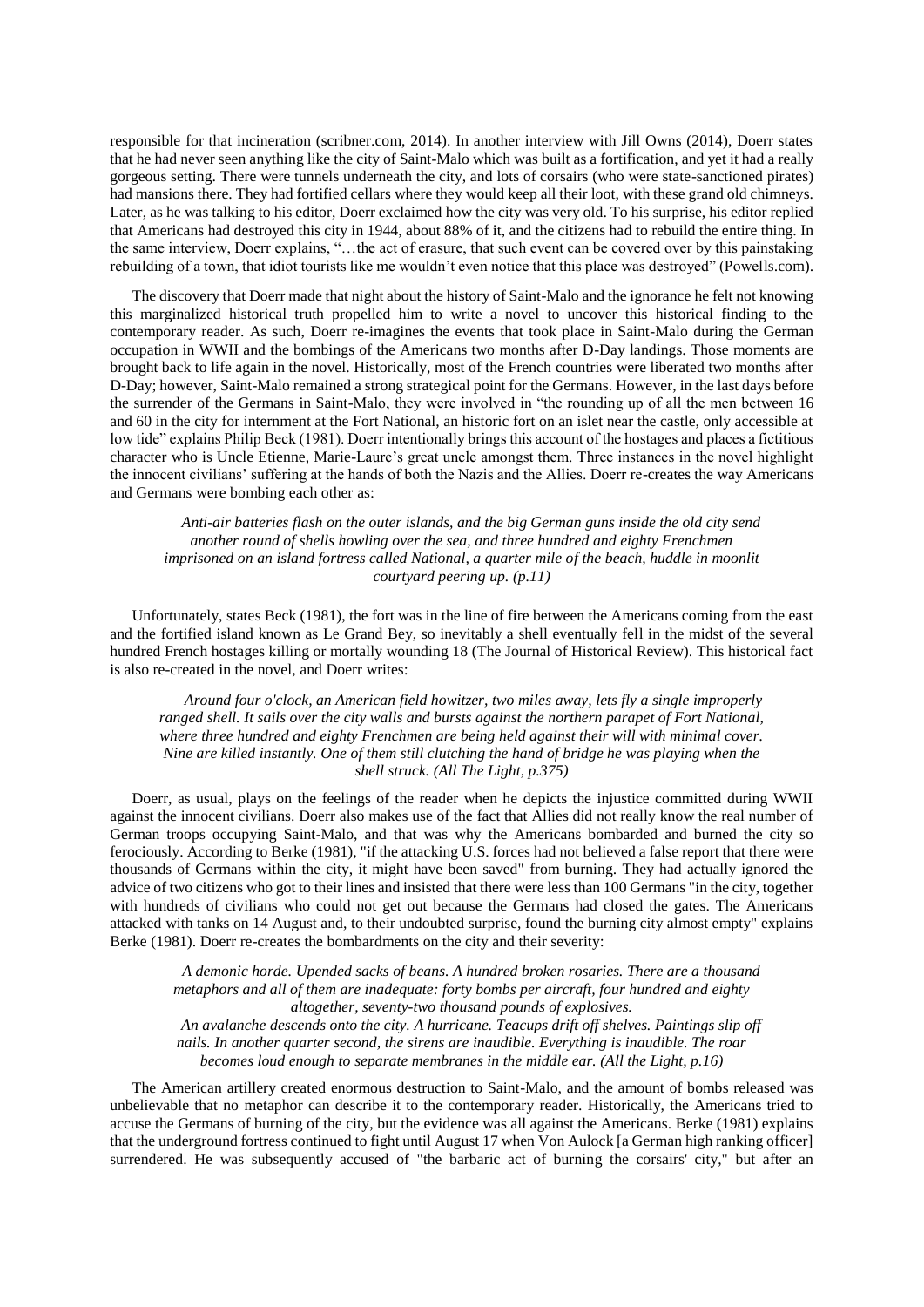responsible for that incineration (scribner.com, 2014). In another interview with Jill Owns (2014), Doerr states that he had never seen anything like the city of Saint-Malo which was built as a fortification, and yet it had a really gorgeous setting. There were tunnels underneath the city, and lots of corsairs (who were state-sanctioned pirates) had mansions there. They had fortified cellars where they would keep all their loot, with these grand old chimneys. Later, as he was talking to his editor, Doerr exclaimed how the city was very old. To his surprise, his editor replied that Americans had destroyed this city in 1944, about 88% of it, and the citizens had to rebuild the entire thing. In the same interview, Doerr explains, "…the act of erasure, that such event can be covered over by this painstaking rebuilding of a town, that idiot tourists like me wouldn't even notice that this place was destroyed" (Powells.com).

The discovery that Doerr made that night about the history of Saint-Malo and the ignorance he felt not knowing this marginalized historical truth propelled him to write a novel to uncover this historical finding to the contemporary reader. As such, Doerr re-imagines the events that took place in Saint-Malo during the German occupation in WWII and the bombings of the Americans two months after D-Day landings. Those moments are brought back to life again in the novel. Historically, most of the French countries were liberated two months after D-Day; however, Saint-Malo remained a strong strategical point for the Germans. However, in the last days before the surrender of the Germans in Saint-Malo, they were involved in "the rounding up of all the men between 16 and 60 in the city for internment at the Fort National, an historic fort on an islet near the castle, only accessible at low tide" explains Philip Beck (1981). Doerr intentionally brings this account of the hostages and places a fictitious character who is Uncle Etienne, Marie-Laure's great uncle amongst them. Three instances in the novel highlight the innocent civilians' suffering at the hands of both the Nazis and the Allies. Doerr re-creates the way Americans and Germans were bombing each other as:

> *Anti-air batteries flash on the outer islands, and the big German guns inside the old city send another round of shells howling over the sea, and three hundred and eighty Frenchmen imprisoned on an island fortress called National, a quarter mile of the beach, huddle in moonlit courtyard peering up. (p.11)*

Unfortunately, states Beck (1981), the fort was in the line of fire between the Americans coming from the east and the fortified island known as Le Grand Bey, so inevitably a shell eventually fell in the midst of the several hundred French hostages killing or mortally wounding 18 (The Journal of Historical Review). This historical fact is also re-created in the novel, and Doerr writes:

> *Around four o'clock, an American field howitzer, two miles away, lets fly a single improperly ranged shell. It sails over the city walls and bursts against the northern parapet of Fort National, where three hundred and eighty Frenchmen are being held against their will with minimal cover. Nine are killed instantly. One of them still clutching the hand of bridge he was playing when the shell struck. (All The Light, p.375)*

Doerr, as usual, plays on the feelings of the reader when he depicts the injustice committed during WWII against the innocent civilians. Doerr also makes use of the fact that Allies did not really know the real number of German troops occupying Saint-Malo, and that was why the Americans bombarded and burned the city so ferociously. According to Berke (1981), "if the attacking U.S. forces had not believed a false report that there were thousands of Germans within the city, it might have been saved" from burning. They had actually ignored the advice of two citizens who got to their lines and insisted that there were less than 100 Germans "in the city, together with hundreds of civilians who could not get out because the Germans had closed the gates. The Americans attacked with tanks on 14 August and, to their undoubted surprise, found the burning city almost empty" explains Berke (1981). Doerr re-creates the bombardments on the city and their severity:

> *A demonic horde. Upended sacks of beans. A hundred broken rosaries. There are a thousand metaphors and all of them are inadequate: forty bombs per aircraft, four hundred and eighty altogether, seventy-two thousand pounds of explosives.*
>
> *An avalanche descends onto the city. A hurricane. Teacups drift off shelves. Paintings slip off nails. In another quarter second, the sirens are inaudible. Everything is inaudible. The roar becomes loud enough to separate membranes in the middle ear. (All The Light, p.16)*

The American artillery created enormous destruction to Saint-Malo, and the amount of bombs released was unbelievable that no metaphor can describe it to the contemporary reader. Historically, the Americans tried to accuse the Germans of burning of the city, but the evidence was all against the Americans. Berke (1981) explains that the underground fortress continued to fight until August 17 when Von Aulock [a German high ranking officer] surrendered. He was subsequently accused of "the barbaric act of burning the corsairs' city," but after an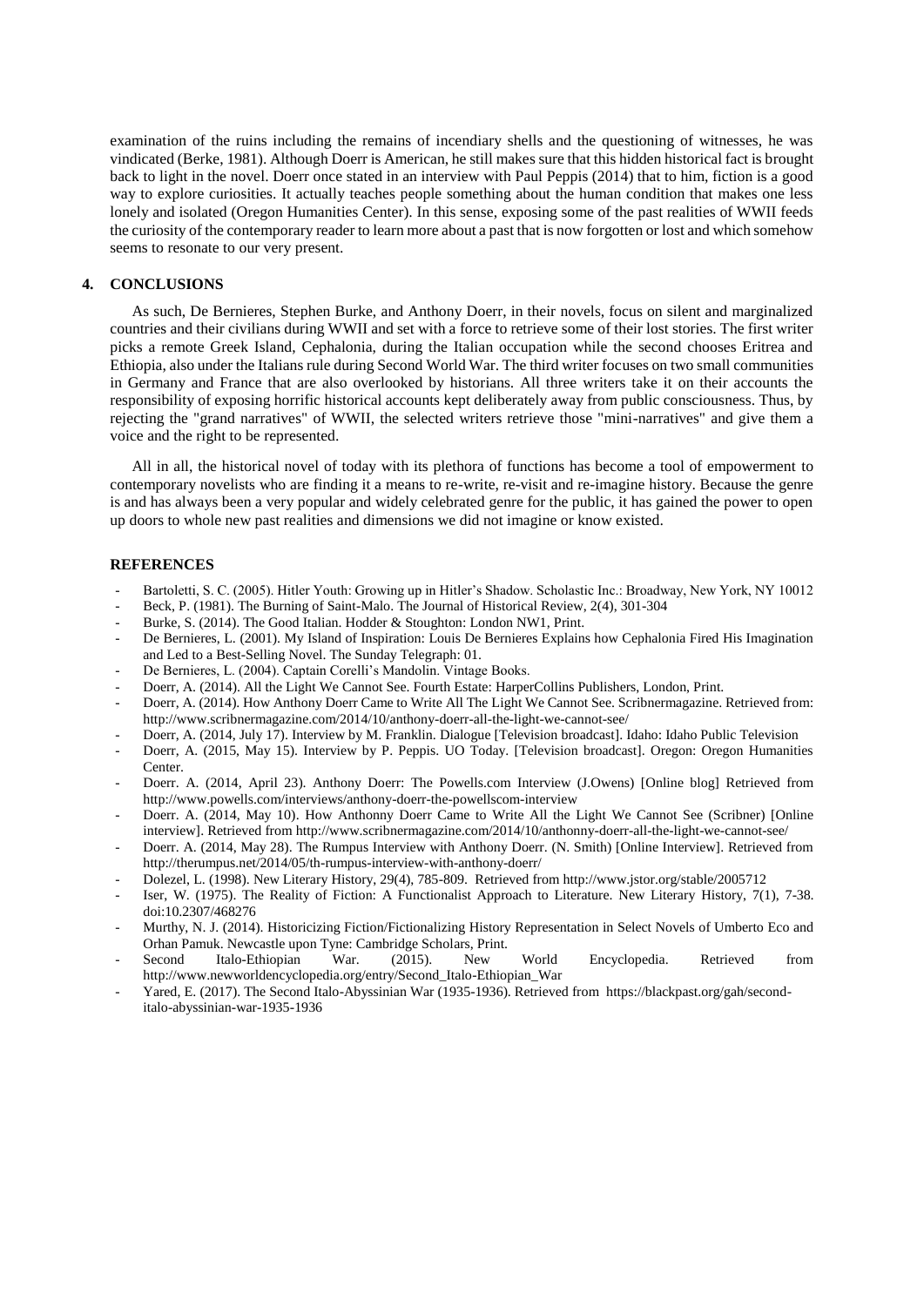examination of the ruins including the remains of incendiary shells and the questioning of witnesses, he was vindicated (Berke, 1981). Although Doerr is American, he still makes sure that this hidden historical fact is brought back to light in the novel. Doerr once stated in an interview with Paul Peppis (2014) that to him, fiction is a good way to explore curiosities. It actually teaches people something about the human condition that makes one less lonely and isolated (Oregon Humanities Center). In this sense, exposing some of the past realities of WWII feeds the curiosity of the contemporary reader to learn more about a past that is now forgotten or lost and which somehow seems to resonate to our very present.

## 4. CONCLUSIONS

As such, De Bernieres, Stephen Burke, and Anthony Doerr, in their novels, focus on silent and marginalized countries and their civilians during WWII and set with a force to retrieve some of their lost stories. The first writer picks a remote Greek Island, Cephalonia, during the Italian occupation while the second chooses Eritrea and Ethiopia, also under the Italians rule during Second World War. The third writer focuses on two small communities in Germany and France that are also overlooked by historians. All three writers take it on their accounts the responsibility of exposing horrific historical accounts kept deliberately away from public consciousness. Thus, by rejecting the "grand narratives" of WWII, the selected writers retrieve those "mini-narratives" and give them a voice and the right to be represented.

All in all, the historical novel of today with its plethora of functions has become a tool of empowerment to contemporary novelists who are finding it a means to re-write, re-visit and re-imagine history. Because the genre is and has always been a very popular and widely celebrated genre for the public, it has gained the power to open up doors to whole new past realities and dimensions we did not imagine or know existed.

## REFERENCES

- Bartoletti, S. C. (2005). Hitler Youth: Growing up in Hitler's Shadow. Scholastic Inc.: Broadway, New York, NY 10012
- Beck, P. (1981). The Burning of Saint-Malo. The Journal of Historical Review, 2(4), 301-304
- Burke, S. (2014). The Good Italian. Hodder & Stoughton: London NW1, Print.
- De Bernieres, L. (2001). My Island of Inspiration: Louis De Bernieres Explains how Cephalonia Fired His Imagination and Led to a Best-Selling Novel. The Sunday Telegraph: 01.
- De Bernieres, L. (2004). Captain Corelli's Mandolin. Vintage Books.
- Doerr, A. (2014). All the Light We Cannot See. Fourth Estate: HarperCollins Publishers, London, Print.
- Doerr, A. (2014). How Anthony Doerr Came to Write All The Light We Cannot See. Scribnermagazine. Retrieved from: http://www.scribnermagazine.com/2014/10/anthony-doerr-all-the-light-we-cannot-see/
- Doerr, A. (2014, July 17). Interview by M. Franklin. Dialogue [Television broadcast]. Idaho: Idaho Public Television
- Doerr, A. (2015, May 15). Interview by P. Peppis. UO Today. [Television broadcast]. Oregon: Oregon Humanities Center.
- Doerr. A. (2014, April 23). Anthony Doerr: The Powells.com Interview (J.Owens) [Online blog] Retrieved from http://www.powells.com/interviews/anthony-doerr-the-powellscom-interview
- Doerr. A. (2014, May 10). How Anthonny Doerr Came to Write All the Light We Cannot See (Scribner) [Online interview]. Retrieved from http://www.scribnermagazine.com/2014/10/anthonny-doerr-all-the-light-we-cannot-see/
- Doerr. A. (2014, May 28). The Rumpus Interview with Anthony Doerr. (N. Smith) [Online Interview]. Retrieved from http://therumpus.net/2014/05/th-rumpus-interview-with-anthony-doerr/
- Dolezel, L. (1998). New Literary History, 29(4), 785-809. Retrieved from http://www.jstor.org/stable/2005712
- Iser, W. (1975). The Reality of Fiction: A Functionalist Approach to Literature. New Literary History, 7(1), 7-38. doi:10.2307/468276
- Murthy, N. J. (2014). Historicizing Fiction/Fictionalizing History Representation in Select Novels of Umberto Eco and Orhan Pamuk. Newcastle upon Tyne: Cambridge Scholars, Print.
- Second Italo-Ethiopian War. (2015). New World Encyclopedia. Retrieved from http://www.newworldencyclopedia.org/entry/Second_Italo-Ethiopian_War
- Yared, E. (2017). The Second Italo-Abyssinian War (1935-1936). Retrieved from https://blackpast.org/gah/second-italo-abyssinian-war-1935-1936